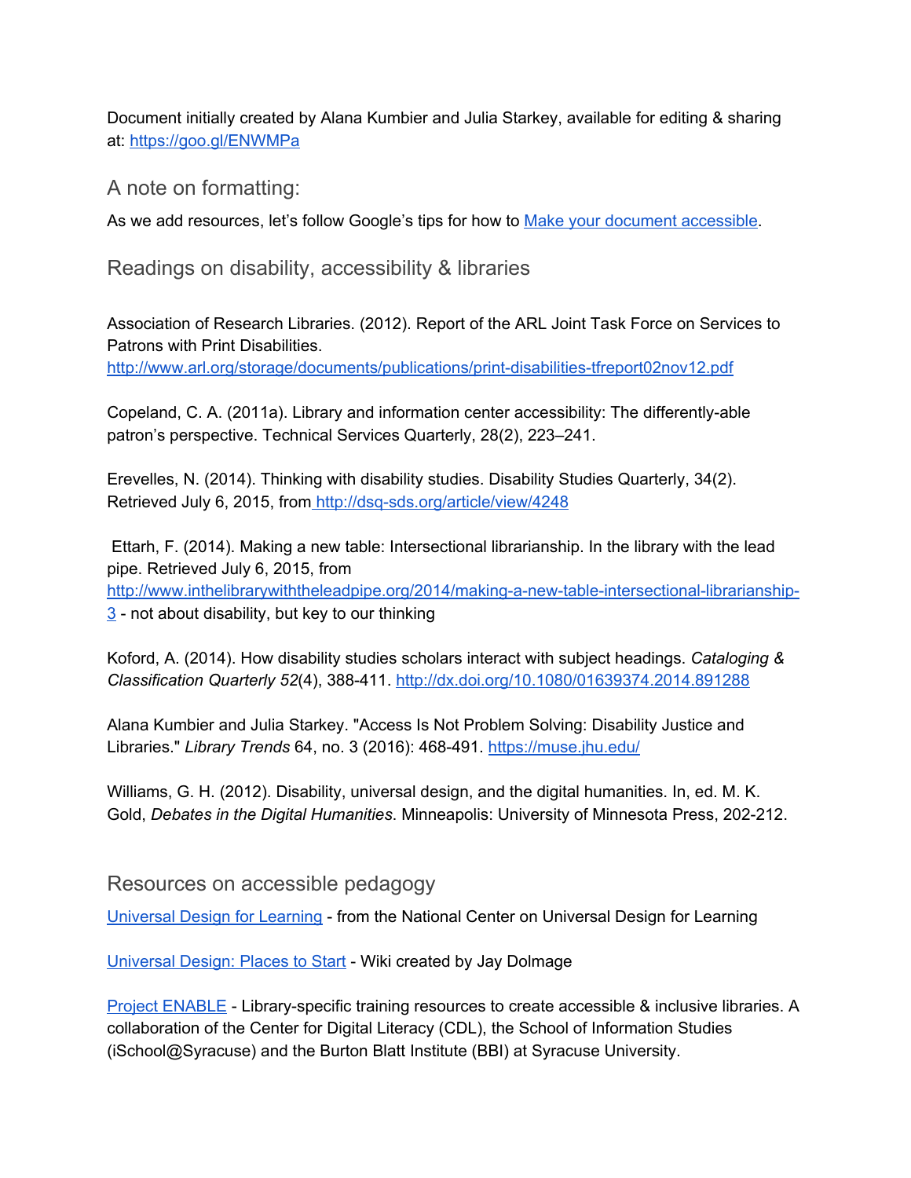Document initially created by Alana Kumbier and Julia Starkey, available for editing & sharing at: [https://goo.gl/ENWMPa](https://goo.gl/ENWMPa)

## A note on formatting:

As we add resources, let's follow Google's tips for how to [Make your document accessible](#).

## Readings on disability, accessibility & libraries

Association of Research Libraries. (2012). Report of the ARL Joint Task Force on Services to Patrons with Print Disabilities. [http://www.arl.org/storage/documents/publications/print-disabilities-tfreport02nov12.pdf](http://www.arl.org/storage/documents/publications/print-disabilities-tfreport02nov12.pdf)

Copeland, C. A. (2011a). Library and information center accessibility: The differently-able patron's perspective. Technical Services Quarterly, 28(2), 223–241.

Erevelles, N. (2014). Thinking with disability studies. Disability Studies Quarterly, 34(2). Retrieved July 6, 2015, from [http://dsq-sds.org/article/view/4248](http://dsq-sds.org/article/view/4248)

Ettarh, F. (2014). Making a new table: Intersectional librarianship. In the library with the lead pipe. Retrieved July 6, 2015, from [http://www.inthelibrarywiththeleadpipe.org/2014/making-a-new-table-intersectional-librarianship-3](http://www.inthelibrarywiththeleadpipe.org/2014/making-a-new-table-intersectional-librarianship-3) - not about disability, but key to our thinking

Koford, A. (2014). How disability studies scholars interact with subject headings. *Cataloging & Classification Quarterly 52*(4), 388-411. [http://dx.doi.org/10.1080/01639374.2014.891288](http://dx.doi.org/10.1080/01639374.2014.891288)

Alana Kumbier and Julia Starkey. "Access Is Not Problem Solving: Disability Justice and Libraries." *Library Trends* 64, no. 3 (2016): 468-491. [https://muse.jhu.edu/](https://muse.jhu.edu/)

Williams, G. H. (2012). Disability, universal design, and the digital humanities. In, ed. M. K. Gold, *Debates in the Digital Humanities*. Minneapolis: University of Minnesota Press, 202-212.

## Resources on accessible pedagogy

[Universal Design for Learning](#) - from the National Center on Universal Design for Learning

[Universal Design: Places to Start](#) - Wiki created by Jay Dolmage

[Project ENABLE](#) - Library-specific training resources to create accessible & inclusive libraries. A collaboration of the Center for Digital Literacy (CDL), the School of Information Studies (iSchool@Syracuse) and the Burton Blatt Institute (BBI) at Syracuse University.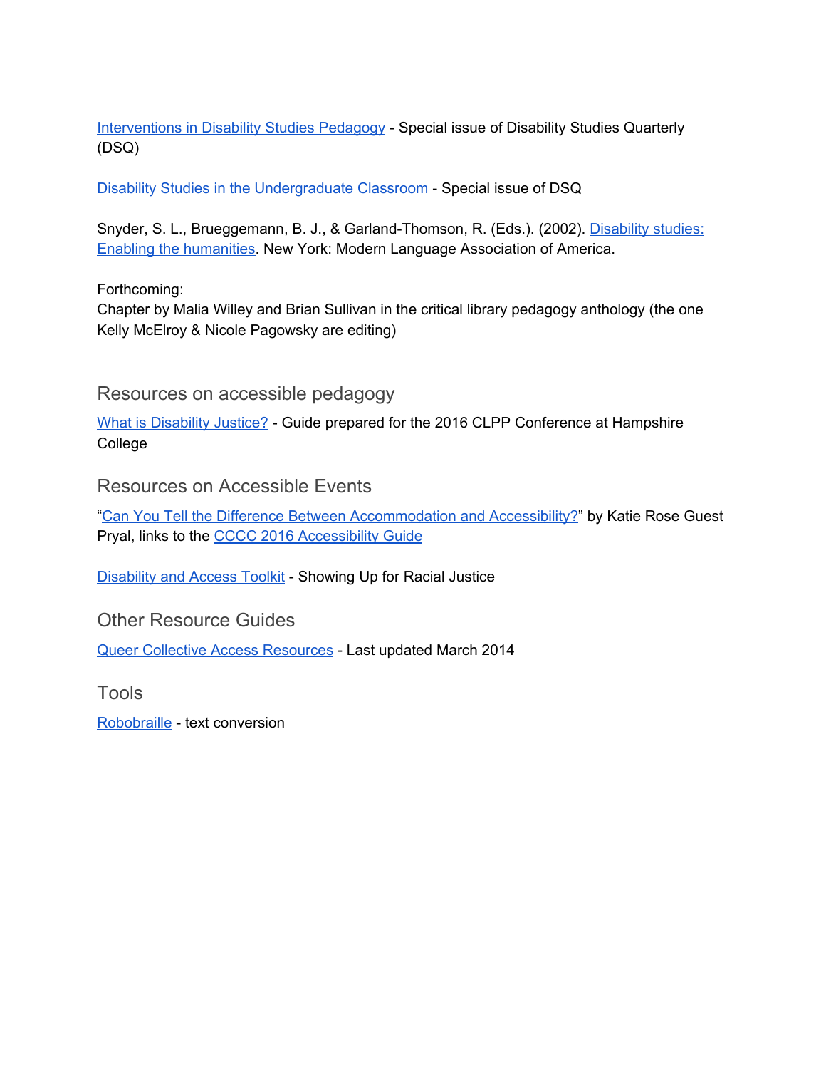Interventions in Disability Studies Pedagogy - Special issue of Disability Studies Quarterly (DSQ)

Disability Studies in the Undergraduate Classroom - Special issue of DSQ

Snyder, S. L., Brueggemann, B. J., & Garland-Thomson, R. (Eds.). (2002). Disability studies: Enabling the humanities. New York: Modern Language Association of America.

Forthcoming:
Chapter by Malia Willey and Brian Sullivan in the critical library pedagogy anthology (the one Kelly McElroy & Nicole Pagowsky are editing)

## Resources on accessible pedagogy

What is Disability Justice? - Guide prepared for the 2016 CLPP Conference at Hampshire College

## Resources on Accessible Events

"Can You Tell the Difference Between Accommodation and Accessibility?" by Katie Rose Guest Pryal, links to the CCCC 2016 Accessibility Guide

Disability and Access Toolkit - Showing Up for Racial Justice

## Other Resource Guides

Queer Collective Access Resources - Last updated March 2014

## Tools

Robobraille - text conversion